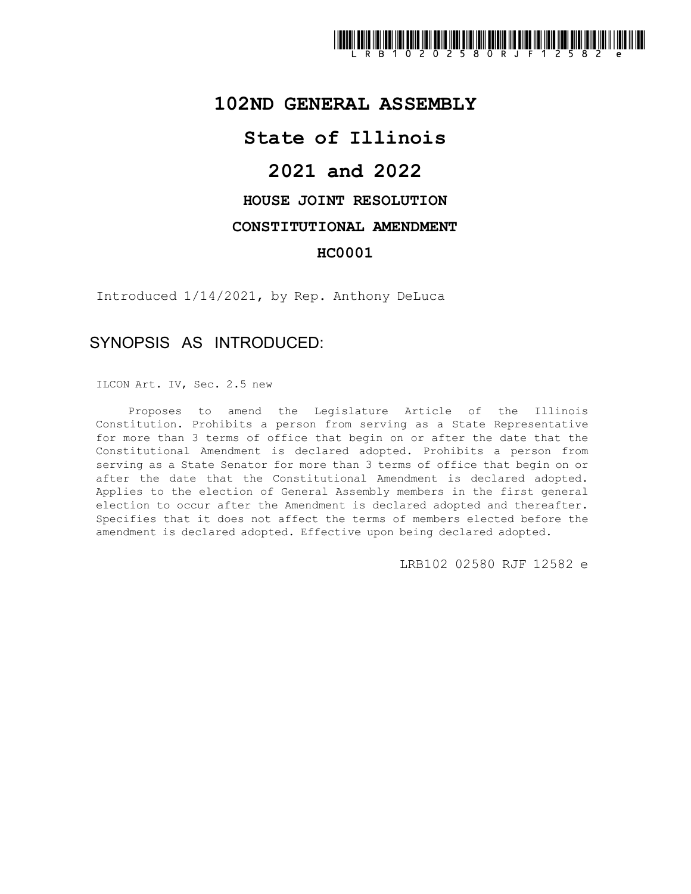# 102ND GENERAL ASSEMBLY

# State of Illinois

# 2021 and 2022

### HOUSE JOINT RESOLUTION

### CONSTITUTIONAL AMENDMENT

### HC0001

Introduced 1/14/2021, by Rep. Anthony DeLuca

## SYNOPSIS AS INTRODUCED:

ILCON Art. IV, Sec. 2.5 new

Proposes to amend the Legislature Article of the Illinois Constitution. Prohibits a person from serving as a State Representative for more than 3 terms of office that begin on or after the date that the Constitutional Amendment is declared adopted. Prohibits a person from serving as a State Senator for more than 3 terms of office that begin on or after the date that the Constitutional Amendment is declared adopted. Applies to the election of General Assembly members in the first general election to occur after the Amendment is declared adopted and thereafter. Specifies that it does not affect the terms of members elected before the amendment is declared adopted. Effective upon being declared adopted.

LRB102 02580 RJF 12582 e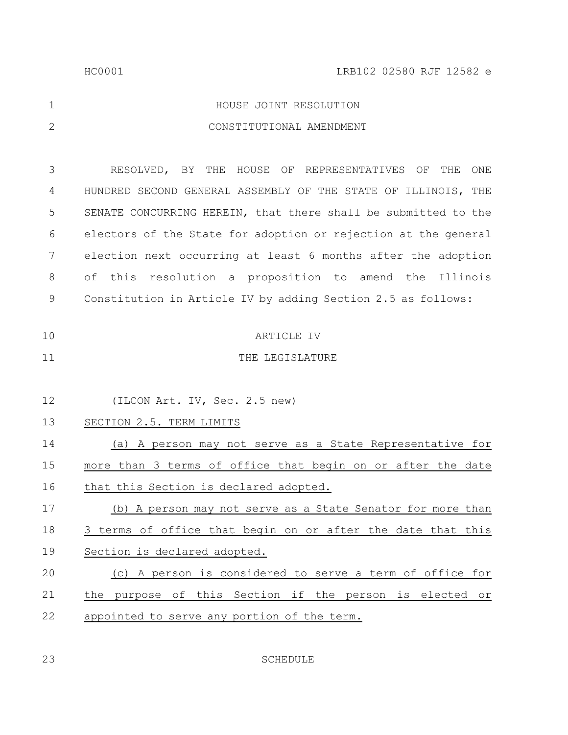HOUSE JOINT RESOLUTION

CONSTITUTIONAL AMENDMENT

RESOLVED, BY THE HOUSE OF REPRESENTATIVES OF THE ONE HUNDRED SECOND GENERAL ASSEMBLY OF THE STATE OF ILLINOIS, THE SENATE CONCURRING HEREIN, that there shall be submitted to the electors of the State for adoption or rejection at the general election next occurring at least 6 months after the adoption of this resolution a proposition to amend the Illinois Constitution in Article IV by adding Section 2.5 as follows:

ARTICLE IV

THE LEGISLATURE

(ILCON Art. IV, Sec. 2.5 new)

SECTION 2.5. TERM LIMITS

(a) A person may not serve as a State Representative for more than 3 terms of office that begin on or after the date that this Section is declared adopted.

(b) A person may not serve as a State Senator for more than 3 terms of office that begin on or after the date that this Section is declared adopted.

(c) A person is considered to serve a term of office for the purpose of this Section if the person is elected or appointed to serve any portion of the term.

SCHEDULE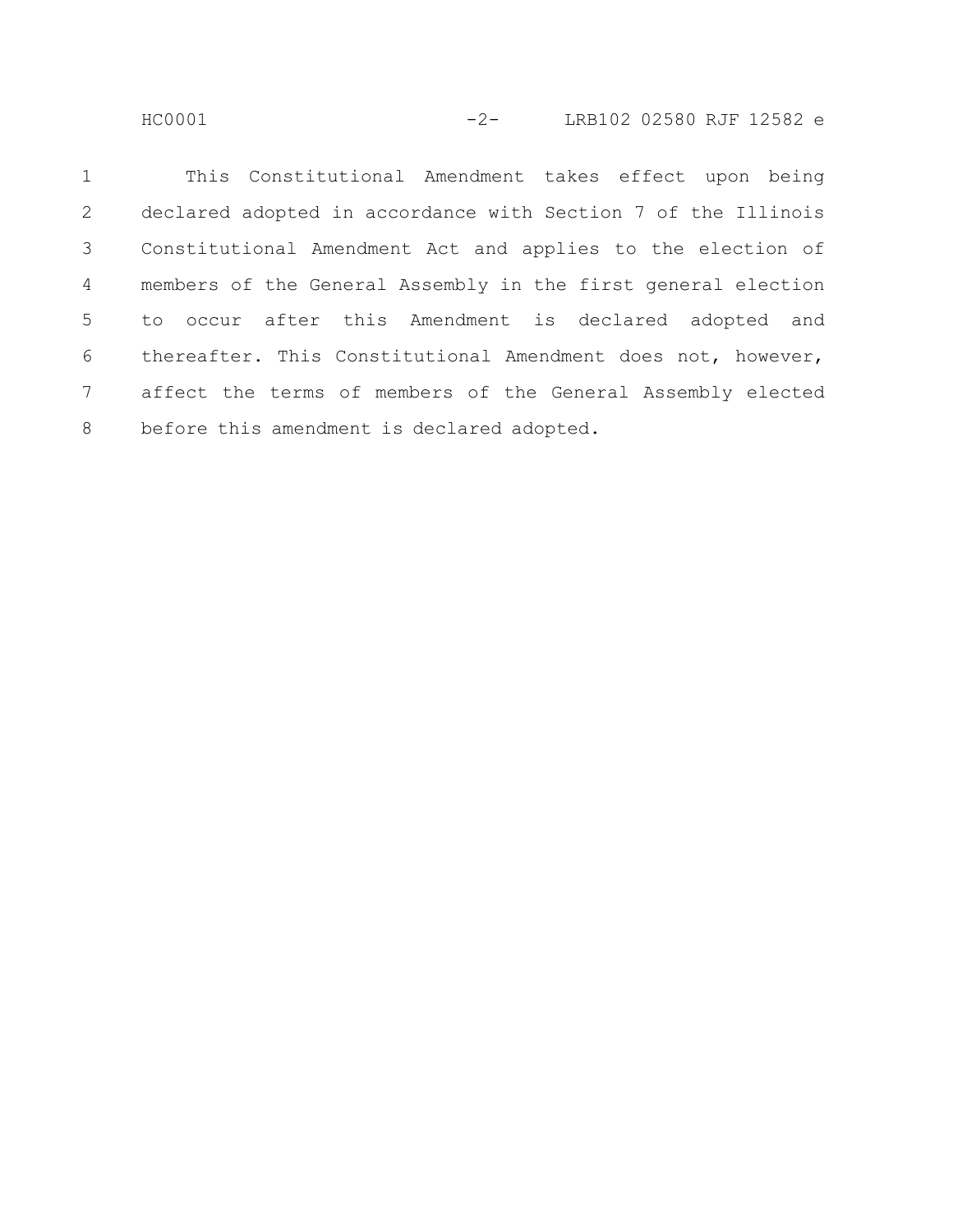This Constitutional Amendment takes effect upon being declared adopted in accordance with Section 7 of the Illinois Constitutional Amendment Act and applies to the election of members of the General Assembly in the first general election to occur after this Amendment is declared adopted and thereafter. This Constitutional Amendment does not, however, affect the terms of members of the General Assembly elected before this amendment is declared adopted.